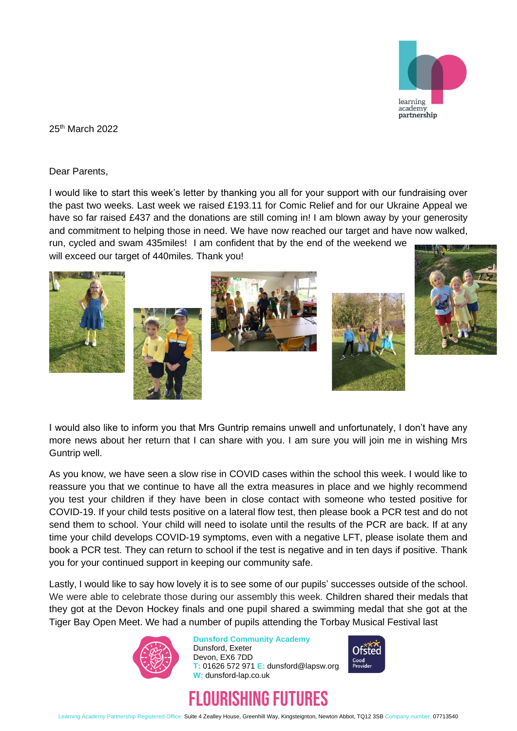25th March 2022

Dear Parents,

I would like to start this week's letter by thanking you all for your support with our fundraising over the past two weeks. Last week we raised £193.11 for Comic Relief and for our Ukraine Appeal we have so far raised £437 and the donations are still coming in! I am blown away by your generosity and commitment to helping those in need. We have now reached our target and have now walked, run, cycled and swam 435miles! I am confident that by the end of the weekend we will exceed our target of 440miles. Thank you!

I would also like to inform you that Mrs Guntrip remains unwell and unfortunately, I don't have any more news about her return that I can share with you. I am sure you will join me in wishing Mrs Guntrip well.

As you know, we have seen a slow rise in COVID cases within the school this week. I would like to reassure you that we continue to have all the extra measures in place and we highly recommend you test your children if they have been in close contact with someone who tested positive for COVID-19. If your child tests positive on a lateral flow test, then please book a PCR test and do not send them to school. Your child will need to isolate until the results of the PCR are back. If at any time your child develops COVID-19 symptoms, even with a negative LFT, please isolate them and book a PCR test. They can return to school if the test is negative and in ten days if positive. Thank you for your continued support in keeping our community safe.

Lastly, I would like to say how lovely it is to see some of our pupils' successes outside of the school. We were able to celebrate those during our assembly this week. Children shared their medals that they got at the Devon Hockey finals and one pupil shared a swimming medal that she got at the Tiger Bay Open Meet. We had a number of pupils attending the Torbay Musical Festival last

**Dunsford Community Academy**
Dunsford, Exeter
Devon, EX6 7DD
T: 01626 572 971 E: dunsford@lapsw.org
W: dunsford-lap.co.uk

# FLOURISHING FUTURES

Learning Academy Partnership Registered Office: Suite 4 Zealley House, Greenhill Way, Kingsteignton, Newton Abbot, TQ12 3SB Company number: 07713540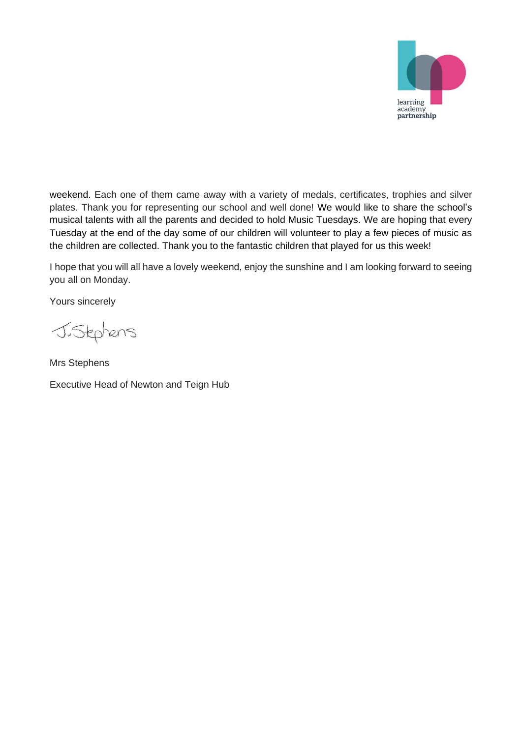weekend. Each one of them came away with a variety of medals, certificates, trophies and silver plates. Thank you for representing our school and well done! We would like to share the school's musical talents with all the parents and decided to hold Music Tuesdays. We are hoping that every Tuesday at the end of the day some of our children will volunteer to play a few pieces of music as the children are collected. Thank you to the fantastic children that played for us this week!

I hope that you will all have a lovely weekend, enjoy the sunshine and I am looking forward to seeing you all on Monday.

Yours sincerely

J. Stephens

Mrs Stephens

Executive Head of Newton and Teign Hub